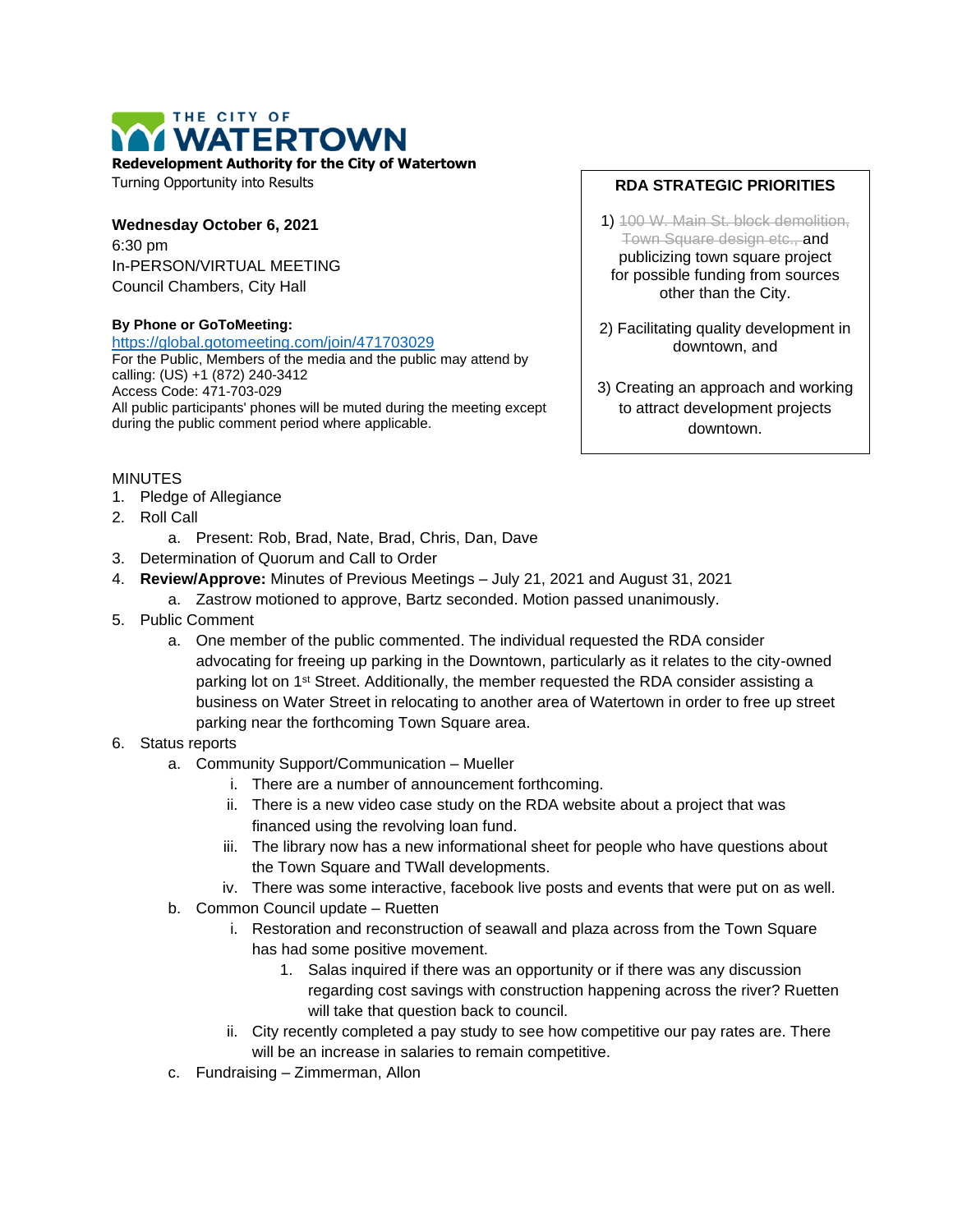# THE CITY OF WATERTOWN

**Redevelopment Authority for the City of Watertown**
Turning Opportunity into Results

**Wednesday October 6, 2021**
6:30 pm
In-PERSON/VIRTUAL MEETING
Council Chambers, City Hall

**By Phone or GoToMeeting:**
https://global.gotomeeting.com/join/471703029
For the Public, Members of the media and the public may attend by calling: (US) +1 (872) 240-3412
Access Code: 471-703-029
All public participants' phones will be muted during the meeting except during the public comment period where applicable.

**RDA STRATEGIC PRIORITIES**

1) ~~100 W. Main St. block demolition, Town Square design etc.,~~ and publicizing town square project for possible funding from sources other than the City.

2) Facilitating quality development in downtown, and

3) Creating an approach and working to attract development projects downtown.

MINUTES

1. Pledge of Allegiance
2. Roll Call
   a. Present: Rob, Brad, Nate, Brad, Chris, Dan, Dave
3. Determination of Quorum and Call to Order
4. **Review/Approve:** Minutes of Previous Meetings – July 21, 2021 and August 31, 2021
   a. Zastrow motioned to approve, Bartz seconded. Motion passed unanimously.
5. Public Comment
   a. One member of the public commented. The individual requested the RDA consider advocating for freeing up parking in the Downtown, particularly as it relates to the city-owned parking lot on 1st Street. Additionally, the member requested the RDA consider assisting a business on Water Street in relocating to another area of Watertown in order to free up street parking near the forthcoming Town Square area.
6. Status reports
   a. Community Support/Communication – Mueller
      i. There are a number of announcement forthcoming.
      ii. There is a new video case study on the RDA website about a project that was financed using the revolving loan fund.
      iii. The library now has a new informational sheet for people who have questions about the Town Square and TWall developments.
      iv. There was some interactive, facebook live posts and events that were put on as well.
   b. Common Council update – Ruetten
      i. Restoration and reconstruction of seawall and plaza across from the Town Square has had some positive movement.
         1. Salas inquired if there was an opportunity or if there was any discussion regarding cost savings with construction happening across the river? Ruetten will take that question back to council.
      ii. City recently completed a pay study to see how competitive our pay rates are. There will be an increase in salaries to remain competitive.
   c. Fundraising – Zimmerman, Allon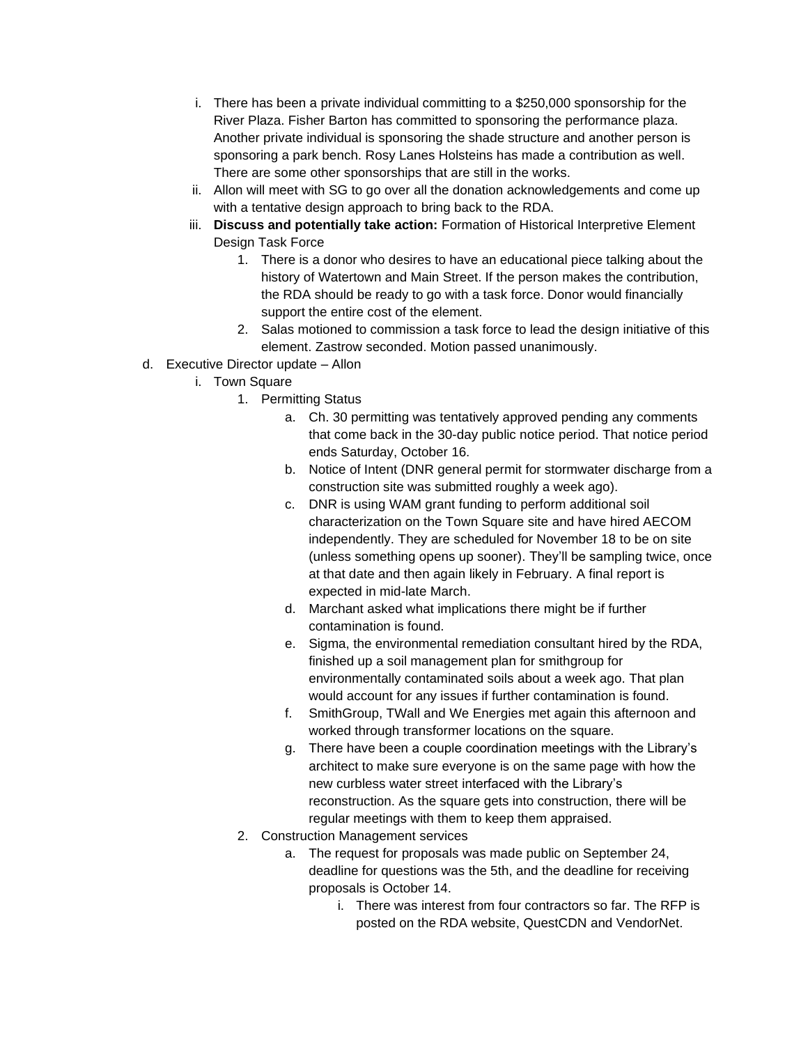i. There has been a private individual committing to a $250,000 sponsorship for the River Plaza. Fisher Barton has committed to sponsoring the performance plaza. Another private individual is sponsoring the shade structure and another person is sponsoring a park bench. Rosy Lanes Holsteins has made a contribution as well. There are some other sponsorships that are still in the works.
   ii. Allon will meet with SG to go over all the donation acknowledgements and come up with a tentative design approach to bring back to the RDA.
   iii. **Discuss and potentially take action:** Formation of Historical Interpretive Element Design Task Force
      1. There is a donor who desires to have an educational piece talking about the history of Watertown and Main Street. If the person makes the contribution, the RDA should be ready to go with a task force. Donor would financially support the entire cost of the element.
      2. Salas motioned to commission a task force to lead the design initiative of this element. Zastrow seconded. Motion passed unanimously.

d. Executive Director update – Allon
   i. Town Square
      1. Permitting Status
         a. Ch. 30 permitting was tentatively approved pending any comments that come back in the 30-day public notice period. That notice period ends Saturday, October 16.
         b. Notice of Intent (DNR general permit for stormwater discharge from a construction site was submitted roughly a week ago).
         c. DNR is using WAM grant funding to perform additional soil characterization on the Town Square site and have hired AECOM independently. They are scheduled for November 18 to be on site (unless something opens up sooner). They'll be sampling twice, once at that date and then again likely in February. A final report is expected in mid-late March.
         d. Marchant asked what implications there might be if further contamination is found.
         e. Sigma, the environmental remediation consultant hired by the RDA, finished up a soil management plan for smithgroup for environmentally contaminated soils about a week ago. That plan would account for any issues if further contamination is found.
         f. SmithGroup, TWall and We Energies met again this afternoon and worked through transformer locations on the square.
         g. There have been a couple coordination meetings with the Library's architect to make sure everyone is on the same page with how the new curbless water street interfaced with the Library's reconstruction. As the square gets into construction, there will be regular meetings with them to keep them appraised.
      2. Construction Management services
         a. The request for proposals was made public on September 24, deadline for questions was the 5th, and the deadline for receiving proposals is October 14.
            i. There was interest from four contractors so far. The RFP is posted on the RDA website, QuestCDN and VendorNet.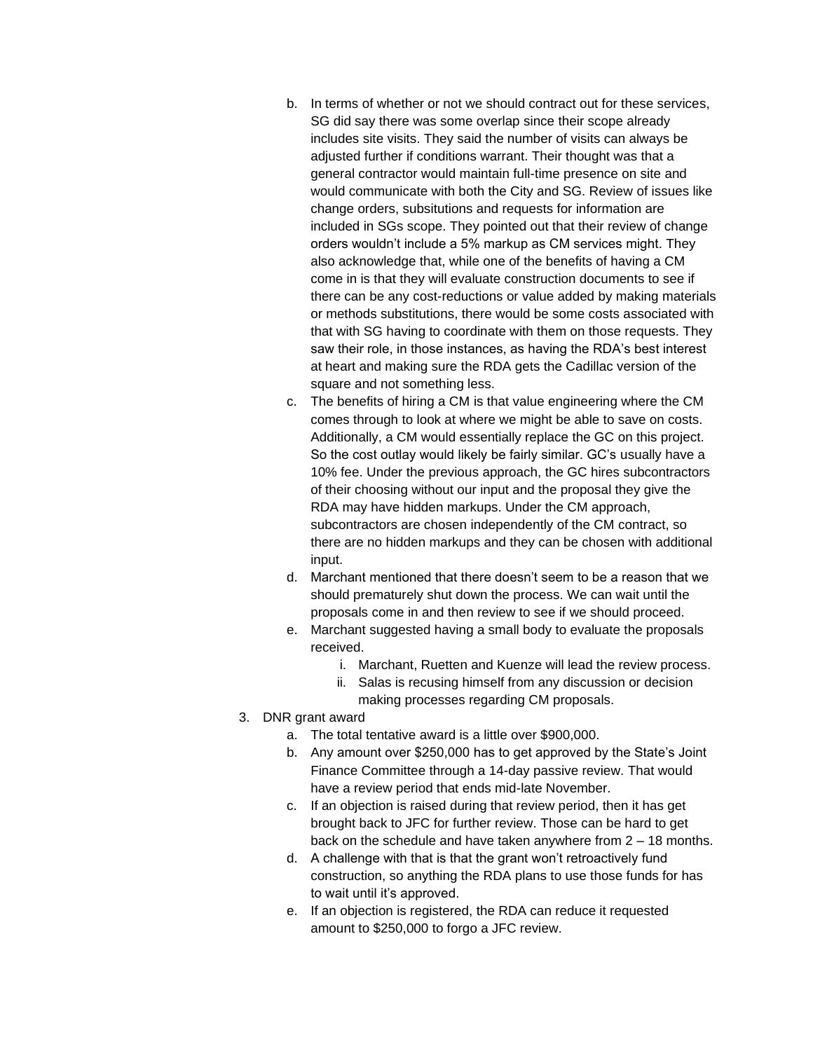b. In terms of whether or not we should contract out for these services, SG did say there was some overlap since their scope already includes site visits. They said the number of visits can always be adjusted further if conditions warrant. Their thought was that a general contractor would maintain full-time presence on site and would communicate with both the City and SG. Review of issues like change orders, subsitutions and requests for information are included in SGs scope. They pointed out that their review of change orders wouldn't include a 5% markup as CM services might. They also acknowledge that, while one of the benefits of having a CM come in is that they will evaluate construction documents to see if there can be any cost-reductions or value added by making materials or methods substitutions, there would be some costs associated with that with SG having to coordinate with them on those requests. They saw their role, in those instances, as having the RDA's best interest at heart and making sure the RDA gets the Cadillac version of the square and not something less.
   c. The benefits of hiring a CM is that value engineering where the CM comes through to look at where we might be able to save on costs. Additionally, a CM would essentially replace the GC on this project. So the cost outlay would likely be fairly similar. GC's usually have a 10% fee. Under the previous approach, the GC hires subcontractors of their choosing without our input and the proposal they give the RDA may have hidden markups. Under the CM approach, subcontractors are chosen independently of the CM contract, so there are no hidden markups and they can be chosen with additional input.
   d. Marchant mentioned that there doesn't seem to be a reason that we should prematurely shut down the process. We can wait until the proposals come in and then review to see if we should proceed.
   e. Marchant suggested having a small body to evaluate the proposals received.
      i. Marchant, Ruetten and Kuenze will lead the review process.
      ii. Salas is recusing himself from any discussion or decision making processes regarding CM proposals.
3. DNR grant award
   a. The total tentative award is a little over $900,000.
   b. Any amount over $250,000 has to get approved by the State's Joint Finance Committee through a 14-day passive review. That would have a review period that ends mid-late November.
   c. If an objection is raised during that review period, then it has get brought back to JFC for further review. Those can be hard to get back on the schedule and have taken anywhere from 2 – 18 months.
   d. A challenge with that is that the grant won't retroactively fund construction, so anything the RDA plans to use those funds for has to wait until it's approved.
   e. If an objection is registered, the RDA can reduce it requested amount to $250,000 to forgo a JFC review.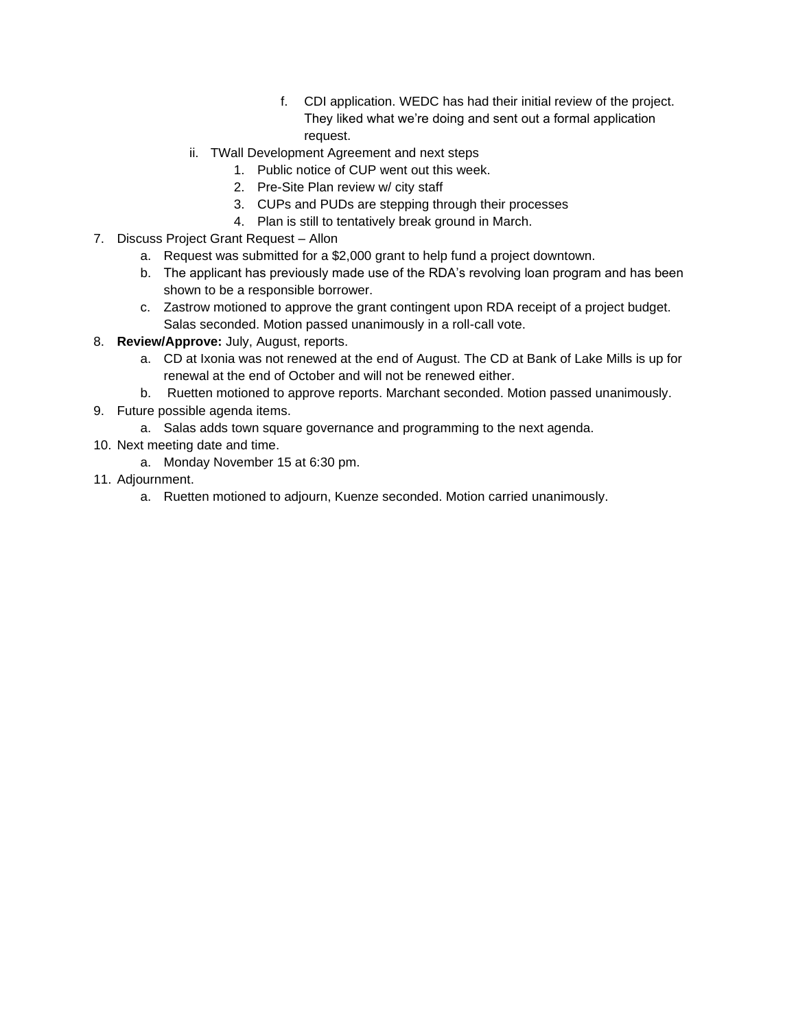f. CDI application. WEDC has had their initial review of the project. They liked what we're doing and sent out a formal application request.

    ii. TWall Development Agreement and next steps
        1. Public notice of CUP went out this week.
        2. Pre-Site Plan review w/ city staff
        3. CUPs and PUDs are stepping through their processes
        4. Plan is still to tentatively break ground in March.

7. Discuss Project Grant Request – Allon
    a. Request was submitted for a $2,000 grant to help fund a project downtown.
    b. The applicant has previously made use of the RDA's revolving loan program and has been shown to be a responsible borrower.
    c. Zastrow motioned to approve the grant contingent upon RDA receipt of a project budget. Salas seconded. Motion passed unanimously in a roll-call vote.
8. **Review/Approve:** July, August, reports.
    a. CD at Ixonia was not renewed at the end of August. The CD at Bank of Lake Mills is up for renewal at the end of October and will not be renewed either.
    b. Ruetten motioned to approve reports. Marchant seconded. Motion passed unanimously.
9. Future possible agenda items.
    a. Salas adds town square governance and programming to the next agenda.
10. Next meeting date and time.
    a. Monday November 15 at 6:30 pm.
11. Adjournment.
    a. Ruetten motioned to adjourn, Kuenze seconded. Motion carried unanimously.